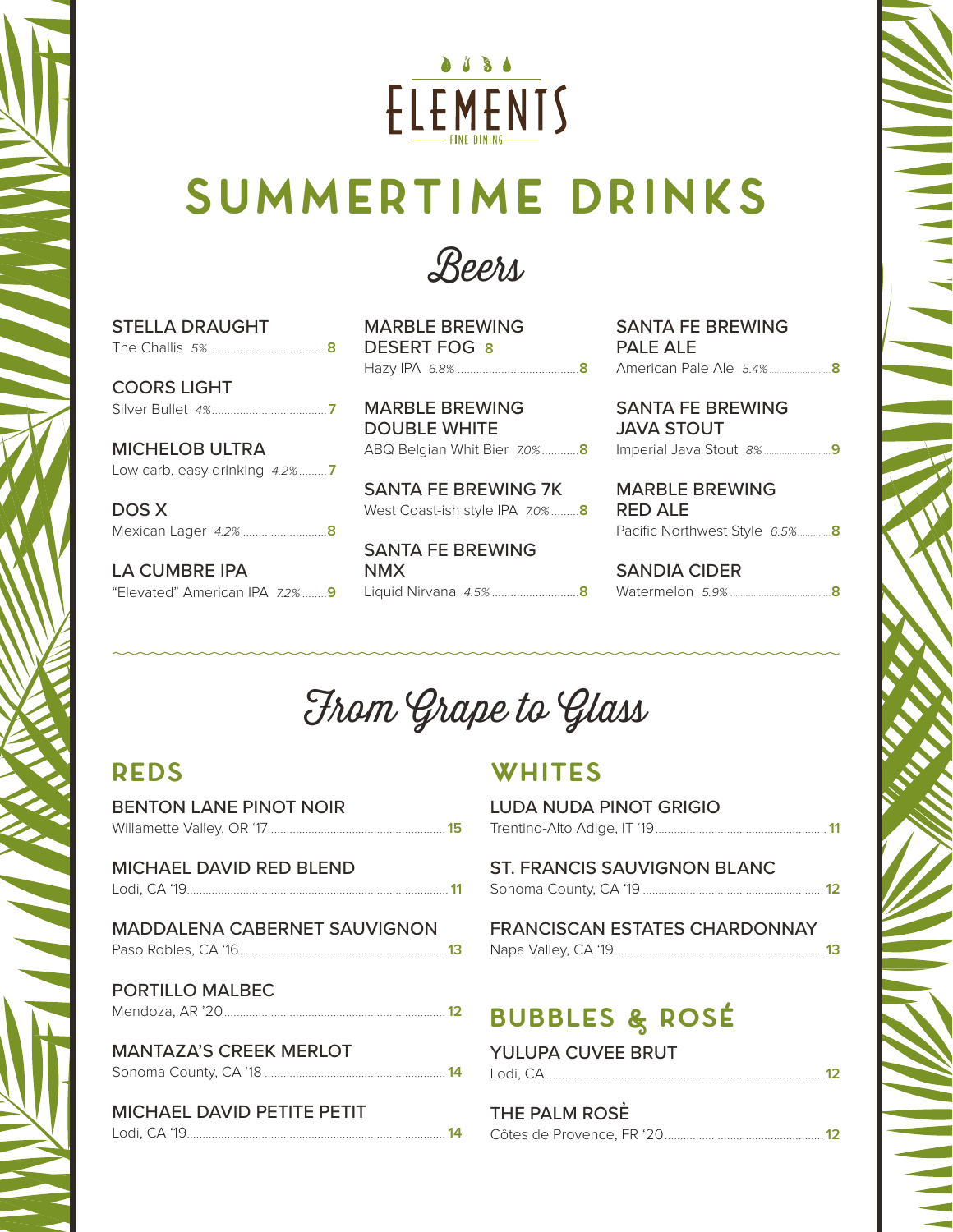# ELEMENTS

FINE DINING

# SUMMERTIME DRINKS

## Beers

**STELLA DRAUGHT**
The Challis *5%* .......... **8**

**COORS LIGHT**
Silver Bullet *4%* .......... **7**

**MICHELOB ULTRA**
Low carb, easy drinking *4.2%* .......... **7**

**DOS X**
Mexican Lager *4.2%* .......... **8**

**LA CUMBRE IPA**
"Elevated" American IPA *7.2%* .......... **9**

**MARBLE BREWING DESERT FOG 8**
Hazy IPA *6.8%* .......... **8**

**MARBLE BREWING DOUBLE WHITE**
ABQ Belgian Whit Bier *7.0%* .......... **8**

**SANTA FE BREWING 7K**
West Coast-ish style IPA *7.0%* .......... **8**

**SANTA FE BREWING NMX**
Liquid Nirvana *4.5%* .......... **8**

**SANTA FE BREWING PALE ALE**
American Pale Ale *5.4%* .......... **8**

**SANTA FE BREWING JAVA STOUT**
Imperial Java Stout *8%* .......... **9**

**MARBLE BREWING RED ALE**
Pacific Northwest Style *6.5%* .......... **8**

**SANDIA CIDER**
Watermelon *5.9%* .......... **8**

## From Grape to Glass

### REDS

**BENTON LANE PINOT NOIR**
Willamette Valley, OR '17 .......... **15**

**MICHAEL DAVID RED BLEND**
Lodi, CA '19 .......... **11**

**MADDALENA CABERNET SAUVIGNON**
Paso Robles, CA '16 .......... **13**

**PORTILLO MALBEC**
Mendoza, AR '20 .......... **12**

**MANTAZA'S CREEK MERLOT**
Sonoma County, CA '18 .......... **14**

**MICHAEL DAVID PETITE PETIT**
Lodi, CA '19 .......... **14**

### WHITES

**LUDA NUDA PINOT GRIGIO**
Trentino-Alto Adige, IT '19 .......... **11**

**ST. FRANCIS SAUVIGNON BLANC**
Sonoma County, CA '19 .......... **12**

**FRANCISCAN ESTATES CHARDONNAY**
Napa Valley, CA '19 .......... **13**

### BUBBLES & ROSÉ

**YULUPA CUVEE BRUT**
Lodi, CA .......... **12**

**THE PALM ROSÈ**
Côtes de Provence, FR '20 .......... **12**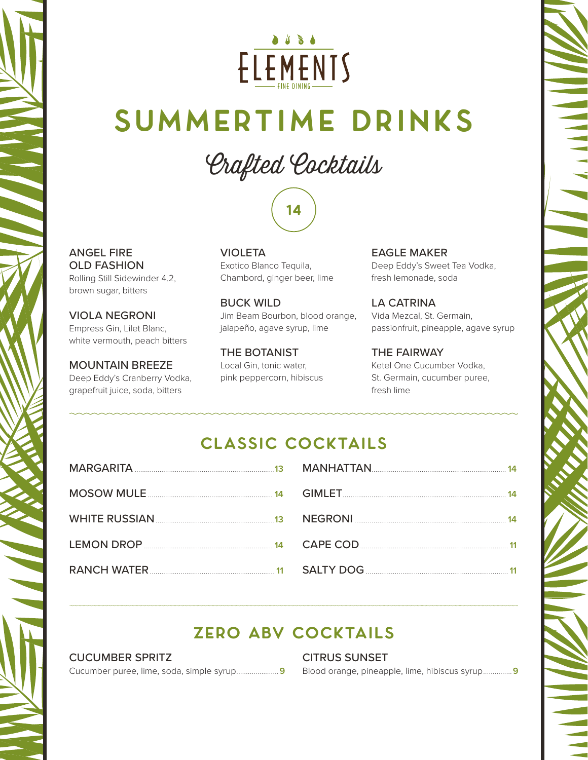ELEMENTS

FINE DINING

# SUMMERTIME DRINKS

## Crafted Cocktails

**14**

**ANGEL FIRE OLD FASHION**
Rolling Still Sidewinder 4.2, brown sugar, bitters

**VIOLA NEGRONI**
Empress Gin, Lilet Blanc, white vermouth, peach bitters

**MOUNTAIN BREEZE**
Deep Eddy's Cranberry Vodka, grapefruit juice, soda, bitters

**VIOLETA**
Exotico Blanco Tequila, Chambord, ginger beer, lime

**BUCK WILD**
Jim Beam Bourbon, blood orange, jalapeño, agave syrup, lime

**THE BOTANIST**
Local Gin, tonic water, pink peppercorn, hibiscus

**EAGLE MAKER**
Deep Eddy's Sweet Tea Vodka, fresh lemonade, soda

**LA CATRINA**
Vida Mezcal, St. Germain, passionfruit, pineapple, agave syrup

**THE FAIRWAY**
Ketel One Cucumber Vodka, St. Germain, cucumber puree, fresh lime

## CLASSIC COCKTAILS

MARGARITA ........ 13

MOSOW MULE ........ 14

WHITE RUSSIAN ........ 13

LEMON DROP ........ 14

RANCH WATER ........ 11

MANHATTAN ........ 14

GIMLET ........ 14

NEGRONI ........ 14

CAPE COD ........ 11

SALTY DOG ........ 11

## ZERO ABV COCKTAILS

**CUCUMBER SPRITZ**
Cucumber puree, lime, soda, simple syrup ........ 9

**CITRUS SUNSET**
Blood orange, pineapple, lime, hibiscus syrup ........ 9